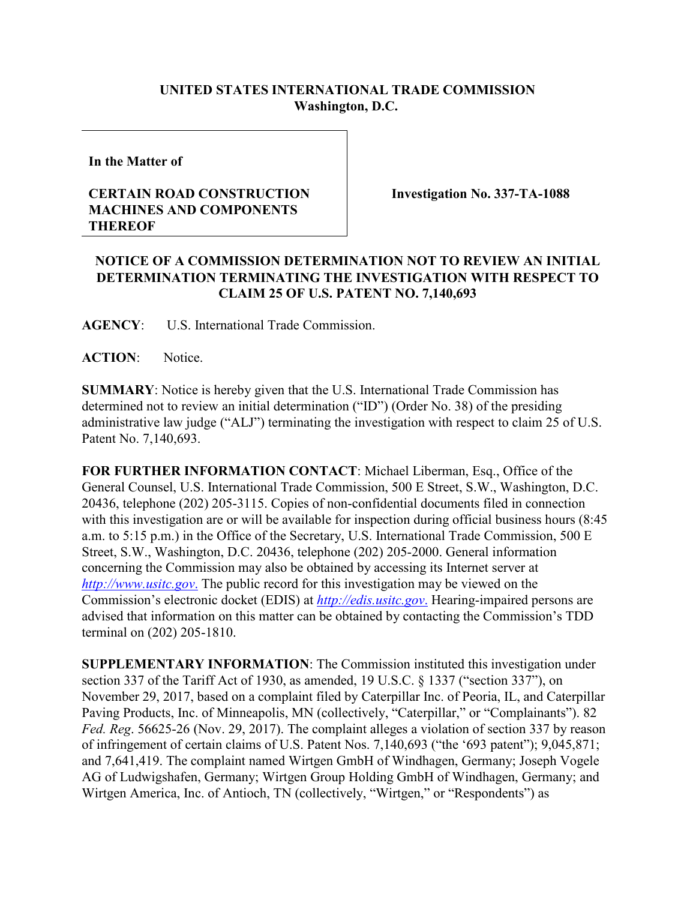**UNITED STATES INTERNATIONAL TRADE COMMISSION**
**Washington, D.C.**

| In the Matter of<br><br>**CERTAIN ROAD CONSTRUCTION MACHINES AND COMPONENTS THEREOF** | **Investigation No. 337-TA-1088** |
|---|---|

## NOTICE OF A COMMISSION DETERMINATION NOT TO REVIEW AN INITIAL DETERMINATION TERMINATING THE INVESTIGATION WITH RESPECT TO CLAIM 25 OF U.S. PATENT NO. 7,140,693

**AGENCY**: U.S. International Trade Commission.

**ACTION**: Notice.

**SUMMARY**: Notice is hereby given that the U.S. International Trade Commission has determined not to review an initial determination ("ID") (Order No. 38) of the presiding administrative law judge ("ALJ") terminating the investigation with respect to claim 25 of U.S. Patent No. 7,140,693.

**FOR FURTHER INFORMATION CONTACT**: Michael Liberman, Esq., Office of the General Counsel, U.S. International Trade Commission, 500 E Street, S.W., Washington, D.C. 20436, telephone (202) 205-3115. Copies of non-confidential documents filed in connection with this investigation are or will be available for inspection during official business hours (8:45 a.m. to 5:15 p.m.) in the Office of the Secretary, U.S. International Trade Commission, 500 E Street, S.W., Washington, D.C. 20436, telephone (202) 205-2000. General information concerning the Commission may also be obtained by accessing its Internet server at *http://www.usitc.gov*. The public record for this investigation may be viewed on the Commission's electronic docket (EDIS) at *http://edis.usitc.gov*. Hearing-impaired persons are advised that information on this matter can be obtained by contacting the Commission's TDD terminal on (202) 205-1810.

**SUPPLEMENTARY INFORMATION**: The Commission instituted this investigation under section 337 of the Tariff Act of 1930, as amended, 19 U.S.C. § 1337 ("section 337"), on November 29, 2017, based on a complaint filed by Caterpillar Inc. of Peoria, IL, and Caterpillar Paving Products, Inc. of Minneapolis, MN (collectively, "Caterpillar," or "Complainants"). 82 *Fed. Reg*. 56625-26 (Nov. 29, 2017). The complaint alleges a violation of section 337 by reason of infringement of certain claims of U.S. Patent Nos. 7,140,693 ("the '693 patent"); 9,045,871; and 7,641,419. The complaint named Wirtgen GmbH of Windhagen, Germany; Joseph Vogele AG of Ludwigshafen, Germany; Wirtgen Group Holding GmbH of Windhagen, Germany; and Wirtgen America, Inc. of Antioch, TN (collectively, "Wirtgen," or "Respondents") as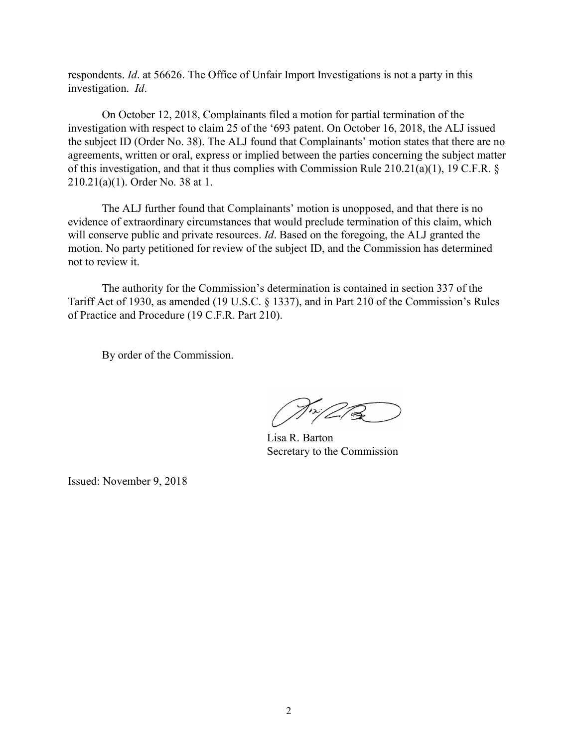respondents. *Id*. at 56626. The Office of Unfair Import Investigations is not a party in this investigation. *Id*.

On October 12, 2018, Complainants filed a motion for partial termination of the investigation with respect to claim 25 of the '693 patent. On October 16, 2018, the ALJ issued the subject ID (Order No. 38). The ALJ found that Complainants' motion states that there are no agreements, written or oral, express or implied between the parties concerning the subject matter of this investigation, and that it thus complies with Commission Rule 210.21(a)(1), 19 C.F.R. § 210.21(a)(1). Order No. 38 at 1.

The ALJ further found that Complainants' motion is unopposed, and that there is no evidence of extraordinary circumstances that would preclude termination of this claim, which will conserve public and private resources. *Id*. Based on the foregoing, the ALJ granted the motion. No party petitioned for review of the subject ID, and the Commission has determined not to review it.

The authority for the Commission's determination is contained in section 337 of the Tariff Act of 1930, as amended (19 U.S.C. § 1337), and in Part 210 of the Commission's Rules of Practice and Procedure (19 C.F.R. Part 210).

By order of the Commission.

Lisa R. Barton
Secretary to the Commission

Issued: November 9, 2018